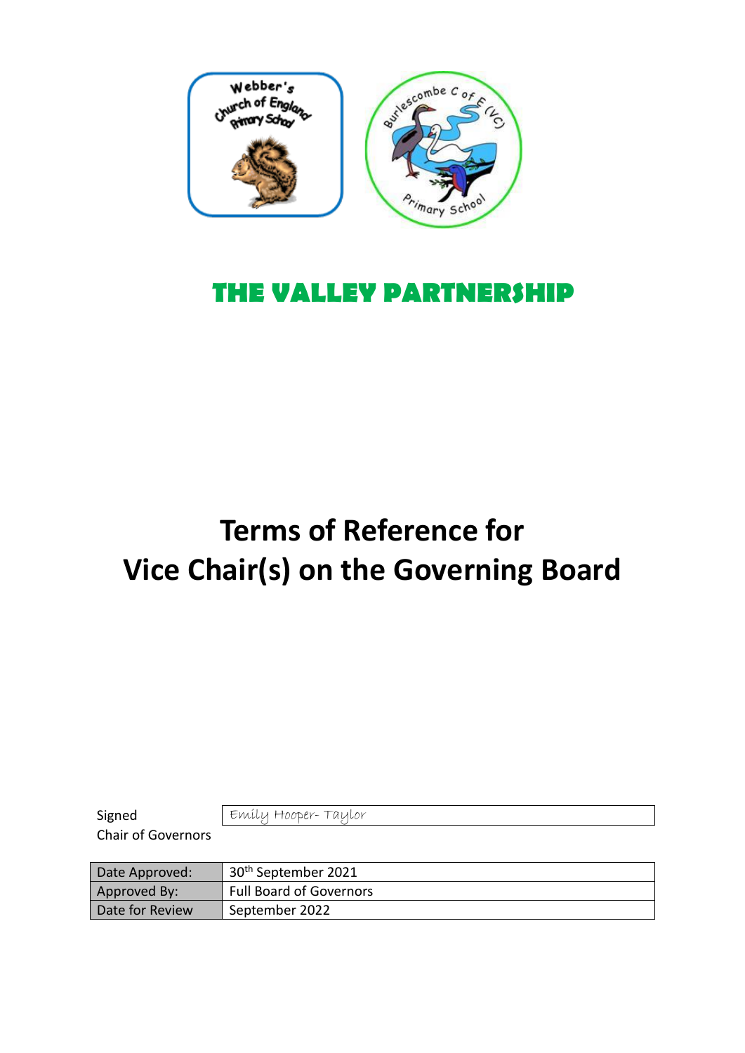THE VALLEY PARTNERSHIP

# Terms of Reference for Vice Chair(s) on the Governing Board

| Signed Chair of Governors | Emily Hooper- Taylor |
|---|---|

| Date Approved: | 30th September 2021 |
|---|---|
| Approved By: | Full Board of Governors |
| Date for Review | September 2022 |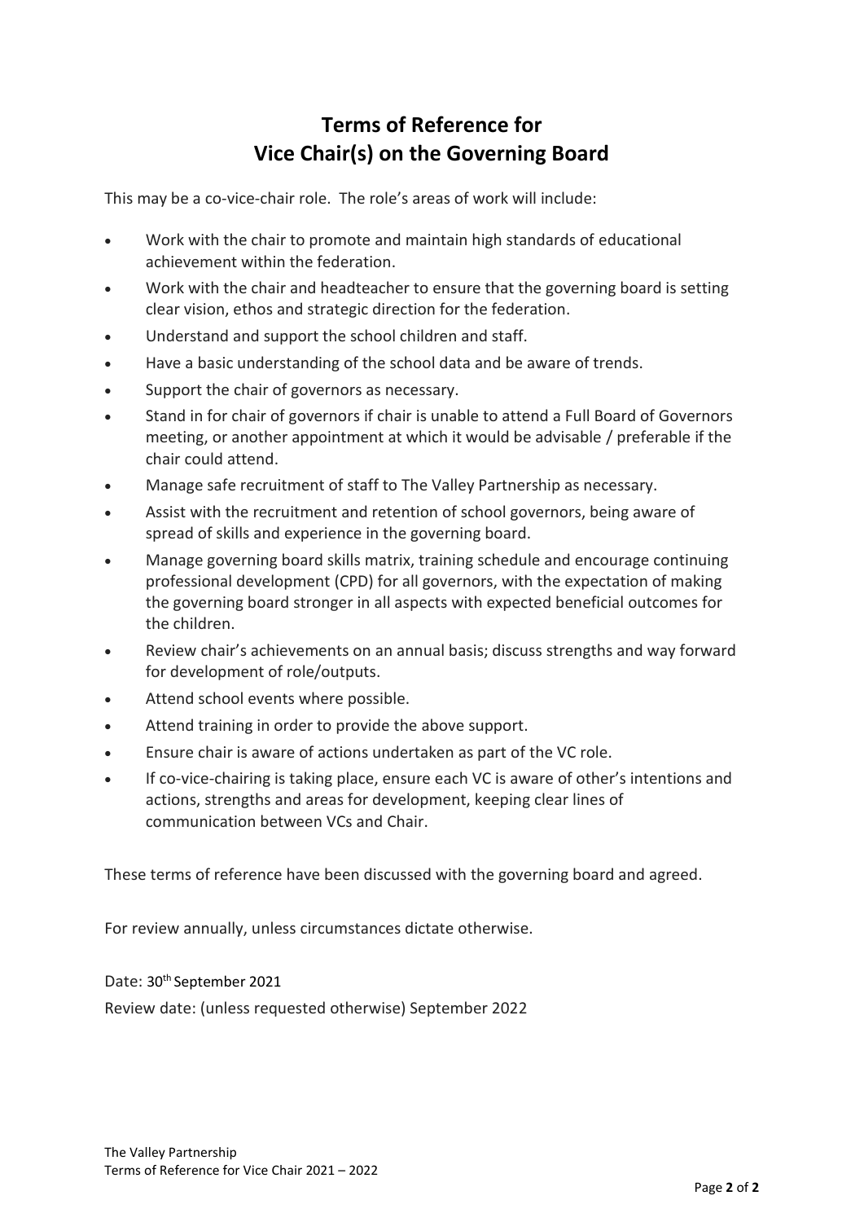# Terms of Reference for Vice Chair(s) on the Governing Board

This may be a co-vice-chair role. The role's areas of work will include:

- Work with the chair to promote and maintain high standards of educational achievement within the federation.
- Work with the chair and headteacher to ensure that the governing board is setting clear vision, ethos and strategic direction for the federation.
- Understand and support the school children and staff.
- Have a basic understanding of the school data and be aware of trends.
- Support the chair of governors as necessary.
- Stand in for chair of governors if chair is unable to attend a Full Board of Governors meeting, or another appointment at which it would be advisable / preferable if the chair could attend.
- Manage safe recruitment of staff to The Valley Partnership as necessary.
- Assist with the recruitment and retention of school governors, being aware of spread of skills and experience in the governing board.
- Manage governing board skills matrix, training schedule and encourage continuing professional development (CPD) for all governors, with the expectation of making the governing board stronger in all aspects with expected beneficial outcomes for the children.
- Review chair's achievements on an annual basis; discuss strengths and way forward for development of role/outputs.
- Attend school events where possible.
- Attend training in order to provide the above support.
- Ensure chair is aware of actions undertaken as part of the VC role.
- If co-vice-chairing is taking place, ensure each VC is aware of other's intentions and actions, strengths and areas for development, keeping clear lines of communication between VCs and Chair.

These terms of reference have been discussed with the governing board and agreed.

For review annually, unless circumstances dictate otherwise.

Date: 30th September 2021

Review date: (unless requested otherwise) September 2022